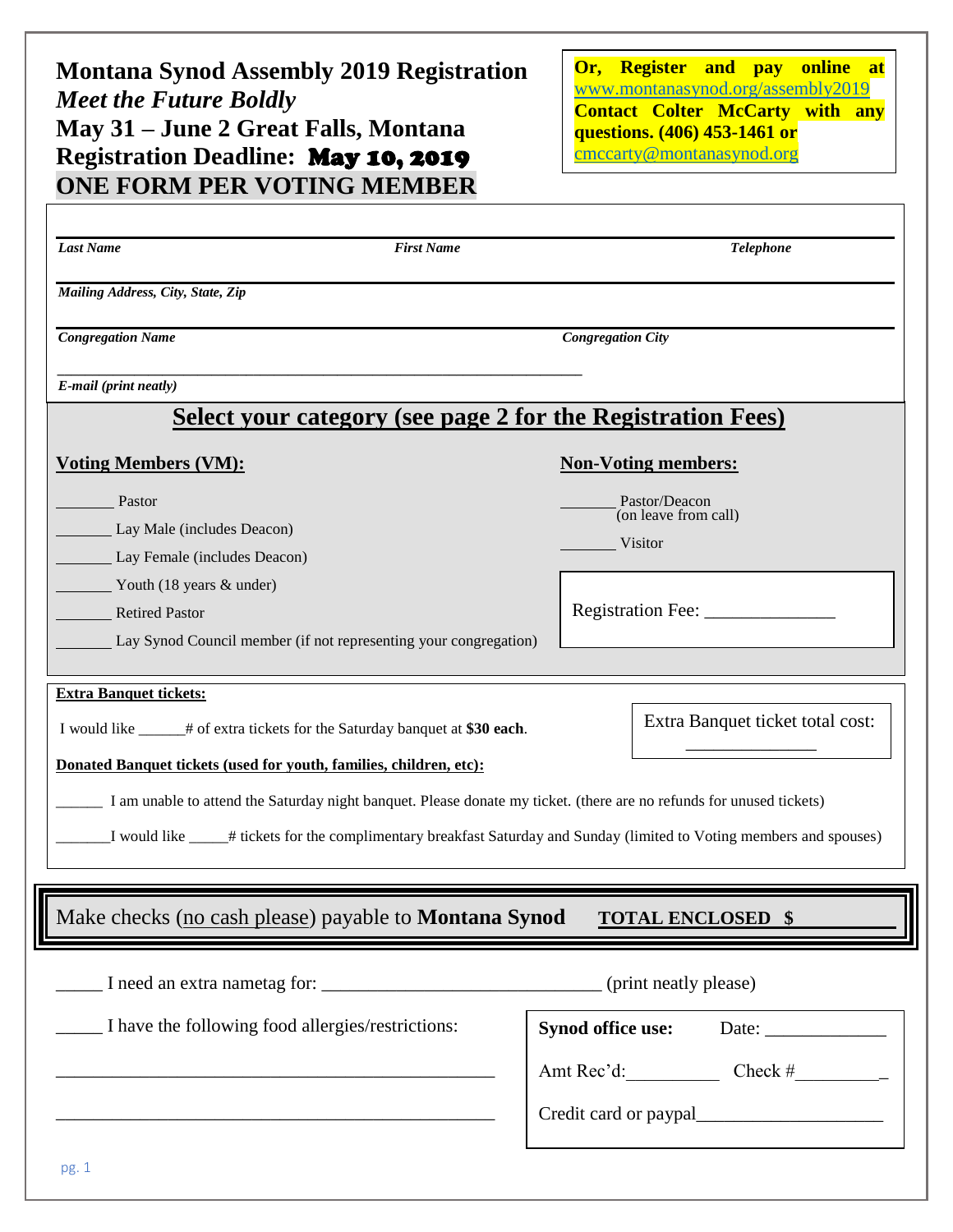# Montana Synod Assembly 2019 Registration

*Meet the Future Boldly*

**May 31 – June 2 Great Falls, Montana**

**Registration Deadline: May 10, 2019**

**ONE FORM PER VOTING MEMBER**

**Or, Register and pay online at** www.montanasynod.org/assembly2019
**Contact Colter McCarty with any questions. (406) 453-1461 or** cmccarty@montanasynod.org

---

***Last Name*** ***First Name*** ***Telephone***

---

***Mailing Address, City, State, Zip***

---

***Congregation Name*** ***Congregation City***

_______________________________________________

***E-mail (print neatly)***

## Select your category (see page 2 for the Registration Fees)

**Voting Members (VM):**

_______ Pastor

_______ Lay Male (includes Deacon)

_______ Lay Female (includes Deacon)

_______ Youth (18 years & under)

_______ Retired Pastor

_______ Lay Synod Council member (if not representing your congregation)

**Non-Voting members:**

_______ Pastor/Deacon (on leave from call)

_______ Visitor

Registration Fee: ______________

**Extra Banquet tickets:**

I would like ______# of extra tickets for the Saturday banquet at **$30 each**.

Extra Banquet ticket total cost: ______________

**Donated Banquet tickets (used for youth, families, children, etc):**

______ I am unable to attend the Saturday night banquet. Please donate my ticket. (there are no refunds for unused tickets)

_______I would like _____# tickets for the complimentary breakfast Saturday and Sunday (limited to Voting members and spouses)

Make checks (no cash please) payable to **Montana Synod** **TOTAL ENCLOSED $** ___________

_____ I need an extra nametag for: ______________________________ (print neatly please)

_____ I have the following food allergies/restrictions:

_______________________________________________

_______________________________________________

**Synod office use:** Date: _____________

Amt Rec'd:__________ Check #_________

Credit card or paypal____________________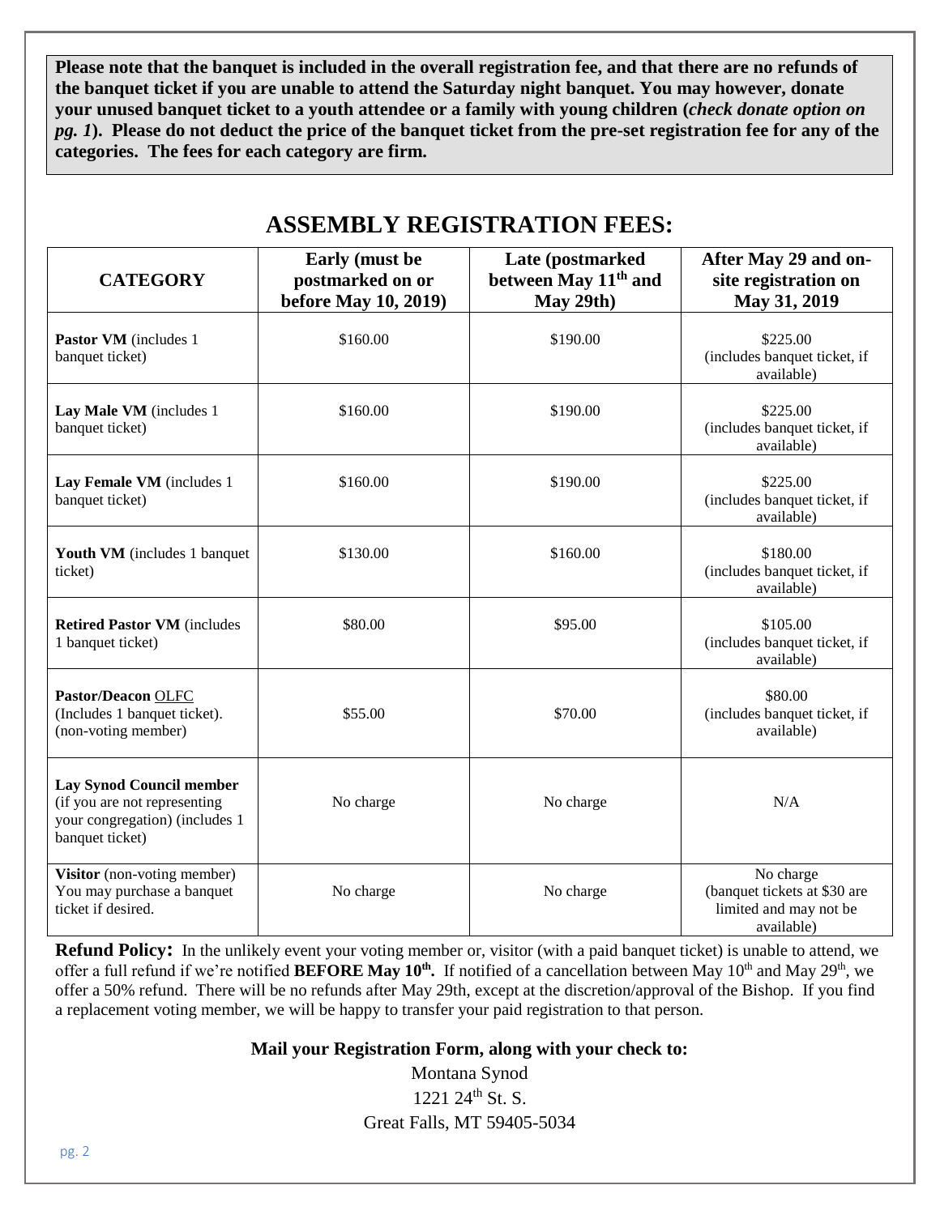**Please note that the banquet is included in the overall registration fee, and that there are no refunds of the banquet ticket if you are unable to attend the Saturday night banquet. You may however, donate your unused banquet ticket to a youth attendee or a family with young children (*check donate option on pg. 1*). Please do not deduct the price of the banquet ticket from the pre-set registration fee for any of the categories. The fees for each category are firm.**

# ASSEMBLY REGISTRATION FEES:

| **CATEGORY** | **Early (must be postmarked on or before May 10, 2019)** | **Late (postmarked between May 11th and May 29th)** | **After May 29 and on-site registration on May 31, 2019** |
|---|---|---|---|
| **Pastor VM** (includes 1 banquet ticket) | $160.00 | $190.00 | $225.00 (includes banquet ticket, if available) |
| **Lay Male VM** (includes 1 banquet ticket) | $160.00 | $190.00 | $225.00 (includes banquet ticket, if available) |
| **Lay Female VM** (includes 1 banquet ticket) | $160.00 | $190.00 | $225.00 (includes banquet ticket, if available) |
| **Youth VM** (includes 1 banquet ticket) | $130.00 | $160.00 | $180.00 (includes banquet ticket, if available) |
| **Retired Pastor VM** (includes 1 banquet ticket) | $80.00 | $95.00 | $105.00 (includes banquet ticket, if available) |
| **Pastor/Deacon** OLFC (Includes 1 banquet ticket). (non-voting member) | $55.00 | $70.00 | $80.00 (includes banquet ticket, if available) |
| **Lay Synod Council member** (if you are not representing your congregation) (includes 1 banquet ticket) | No charge | No charge | N/A |
| **Visitor** (non-voting member) You may purchase a banquet ticket if desired. | No charge | No charge | No charge (banquet tickets at $30 are limited and may not be available) |

**Refund Policy:** In the unlikely event your voting member or, visitor (with a paid banquet ticket) is unable to attend, we offer a full refund if we're notified **BEFORE May 10th.** If notified of a cancellation between May 10th and May 29th, we offer a 50% refund. There will be no refunds after May 29th, except at the discretion/approval of the Bishop. If you find a replacement voting member, we will be happy to transfer your paid registration to that person.

**Mail your Registration Form, along with your check to:**

Montana Synod
1221 24th St. S.
Great Falls, MT 59405-5034